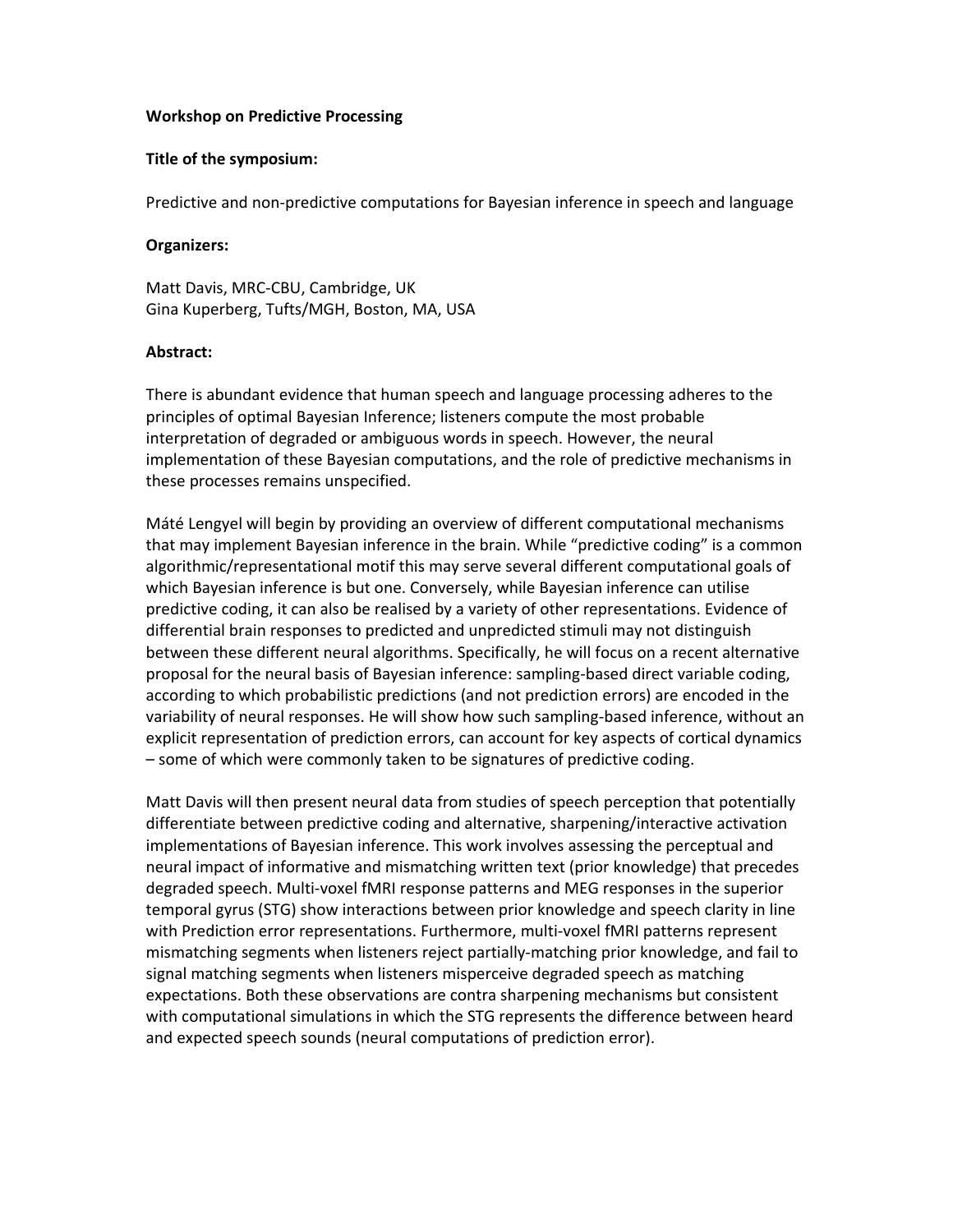**Workshop on Predictive Processing**

**Title of the symposium:**

Predictive and non-predictive computations for Bayesian inference in speech and language

**Organizers:**

Matt Davis, MRC-CBU, Cambridge, UK
Gina Kuperberg, Tufts/MGH, Boston, MA, USA

**Abstract:**

There is abundant evidence that human speech and language processing adheres to the principles of optimal Bayesian Inference; listeners compute the most probable interpretation of degraded or ambiguous words in speech. However, the neural implementation of these Bayesian computations, and the role of predictive mechanisms in these processes remains unspecified.

Máté Lengyel will begin by providing an overview of different computational mechanisms that may implement Bayesian inference in the brain. While "predictive coding" is a common algorithmic/representational motif this may serve several different computational goals of which Bayesian inference is but one. Conversely, while Bayesian inference can utilise predictive coding, it can also be realised by a variety of other representations. Evidence of differential brain responses to predicted and unpredicted stimuli may not distinguish between these different neural algorithms. Specifically, he will focus on a recent alternative proposal for the neural basis of Bayesian inference: sampling-based direct variable coding, according to which probabilistic predictions (and not prediction errors) are encoded in the variability of neural responses. He will show how such sampling-based inference, without an explicit representation of prediction errors, can account for key aspects of cortical dynamics – some of which were commonly taken to be signatures of predictive coding.

Matt Davis will then present neural data from studies of speech perception that potentially differentiate between predictive coding and alternative, sharpening/interactive activation implementations of Bayesian inference. This work involves assessing the perceptual and neural impact of informative and mismatching written text (prior knowledge) that precedes degraded speech. Multi-voxel fMRI response patterns and MEG responses in the superior temporal gyrus (STG) show interactions between prior knowledge and speech clarity in line with Prediction error representations. Furthermore, multi-voxel fMRI patterns represent mismatching segments when listeners reject partially-matching prior knowledge, and fail to signal matching segments when listeners misperceive degraded speech as matching expectations. Both these observations are contra sharpening mechanisms but consistent with computational simulations in which the STG represents the difference between heard and expected speech sounds (neural computations of prediction error).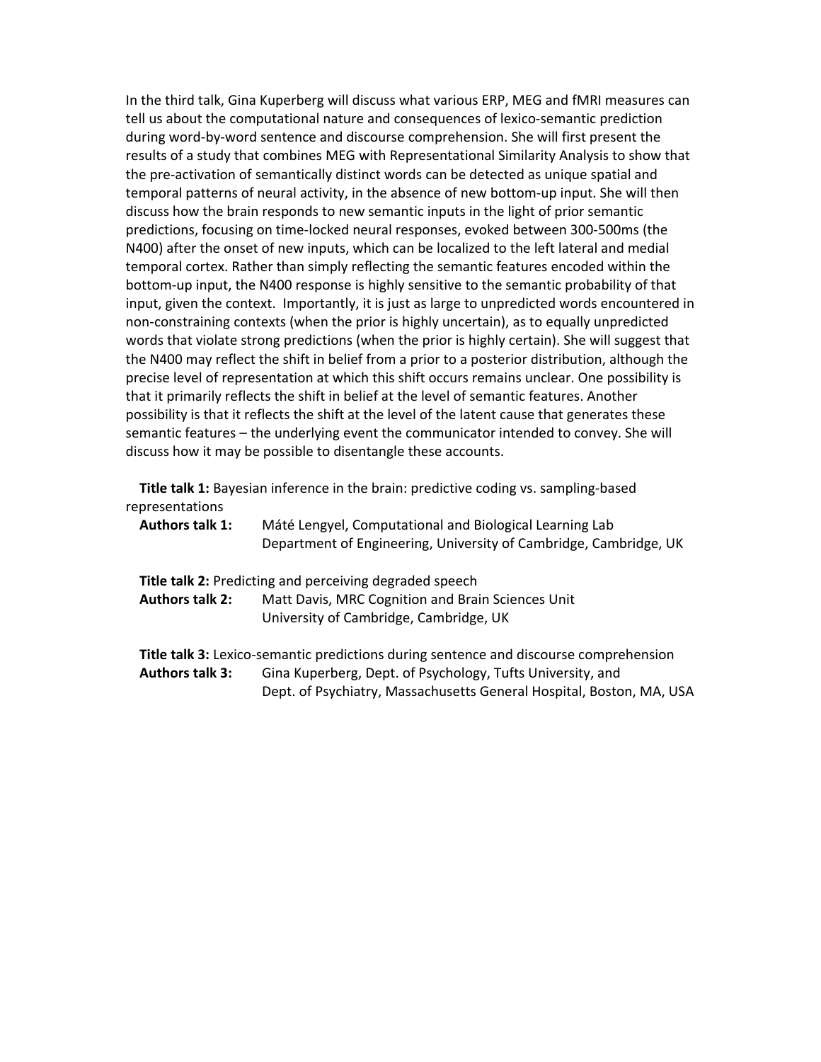In the third talk, Gina Kuperberg will discuss what various ERP, MEG and fMRI measures can tell us about the computational nature and consequences of lexico-semantic prediction during word-by-word sentence and discourse comprehension. She will first present the results of a study that combines MEG with Representational Similarity Analysis to show that the pre-activation of semantically distinct words can be detected as unique spatial and temporal patterns of neural activity, in the absence of new bottom-up input. She will then discuss how the brain responds to new semantic inputs in the light of prior semantic predictions, focusing on time-locked neural responses, evoked between 300-500ms (the N400) after the onset of new inputs, which can be localized to the left lateral and medial temporal cortex. Rather than simply reflecting the semantic features encoded within the bottom-up input, the N400 response is highly sensitive to the semantic probability of that input, given the context. Importantly, it is just as large to unpredicted words encountered in non-constraining contexts (when the prior is highly uncertain), as to equally unpredicted words that violate strong predictions (when the prior is highly certain). She will suggest that the N400 may reflect the shift in belief from a prior to a posterior distribution, although the precise level of representation at which this shift occurs remains unclear. One possibility is that it primarily reflects the shift in belief at the level of semantic features. Another possibility is that it reflects the shift at the level of the latent cause that generates these semantic features – the underlying event the communicator intended to convey. She will discuss how it may be possible to disentangle these accounts.

**Title talk 1:** Bayesian inference in the brain: predictive coding vs. sampling-based representations

**Authors talk 1:** Máté Lengyel, Computational and Biological Learning Lab
Department of Engineering, University of Cambridge, Cambridge, UK

**Title talk 2:** Predicting and perceiving degraded speech

**Authors talk 2:** Matt Davis, MRC Cognition and Brain Sciences Unit
University of Cambridge, Cambridge, UK

**Title talk 3:** Lexico-semantic predictions during sentence and discourse comprehension

**Authors talk 3:** Gina Kuperberg, Dept. of Psychology, Tufts University, and
Dept. of Psychiatry, Massachusetts General Hospital, Boston, MA, USA